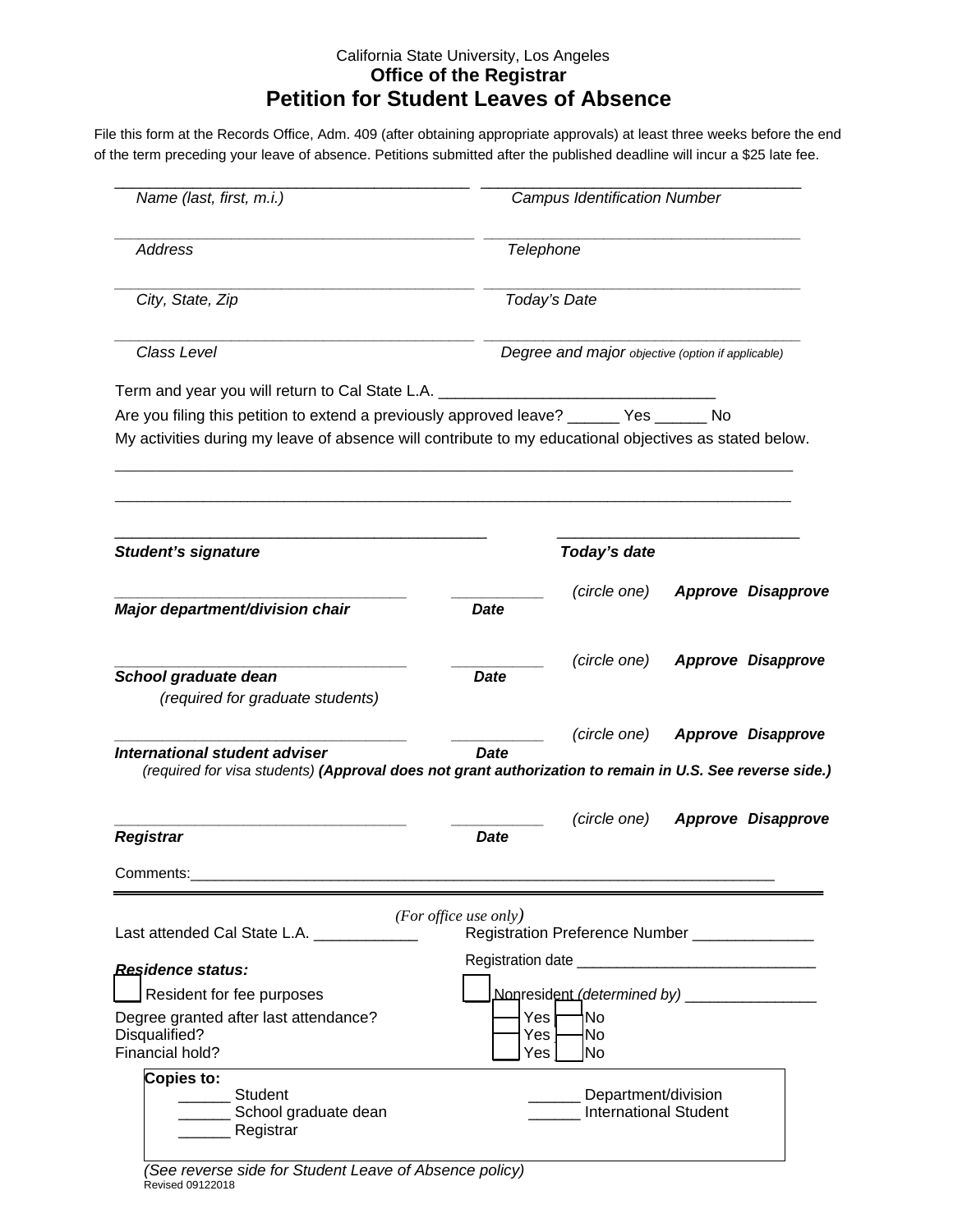California State University, Los Angeles

**Office of the Registrar**

# Petition for Student Leaves of Absence

File this form at the Records Office, Adm. 409 (after obtaining appropriate approvals) at least three weeks before the end of the term preceding your leave of absence. Petitions submitted after the published deadline will incur a $25 late fee.

_________________________________________ _________________________________________

*Name (last, first, m.i.)* *Campus Identification Number*

_________________________________________ _________________________________________

*Address* *Telephone*

_________________________________________ _________________________________________

*City, State, Zip* *Today's Date*

_________________________________________ _________________________________________

*Class Level* *Degree and major objective (option if applicable)*

Term and year you will return to Cal State L.A. _______________________________

Are you filing this petition to extend a previously approved leave? ______ Yes ______ No

My activities during my leave of absence will contribute to my educational objectives as stated below.

______________________________________________________________________________

______________________________________________________________________________

__________________________________________ ___________________________

***Student's signature*** ***Today's date***

__________________________________ __________ *(circle one)* ***Approve Disapprove***

***Major department/division chair*** ***Date***

__________________________________ __________ *(circle one)* ***Approve Disapprove***

***School graduate dean*** ***Date***

*(required for graduate students)*

__________________________________ __________ *(circle one)* ***Approve Disapprove***

***International student adviser*** ***Date***

*(required for visa students)* ***(Approval does not grant authorization to remain in U.S. See reverse side.)***

__________________________________ __________ *(circle one)* ***Approve Disapprove***

***Registrar*** ***Date***

Comments:_______________________________________________________________________

---

*(For office use only)*

Last attended Cal State L.A. ____________ Registration Preference Number ______________

Registration date ____________________________

***Residence status:***

☐ Resident for fee purposes ☐ Nonresident *(determined by)* _______________

Degree granted after last attendance? ☐ Yes ☐ No

Disqualified? ☐ Yes ☐ No

Financial hold? ☐ Yes ☐ No

**Copies to:**

______ Student ______ Department/division

______ School graduate dean ______ International Student

______ Registrar

*(See reverse side for Student Leave of Absence policy)*

Revised 09122018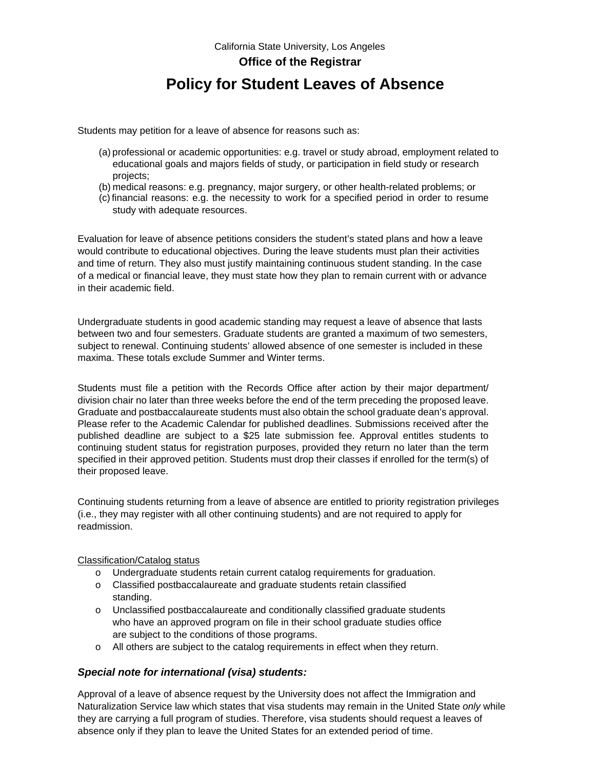California State University, Los Angeles

**Office of the Registrar**

# Policy for Student Leaves of Absence

Students may petition for a leave of absence for reasons such as:

(a) professional or academic opportunities: e.g. travel or study abroad, employment related to educational goals and majors fields of study, or participation in field study or research projects;
(b) medical reasons: e.g. pregnancy, major surgery, or other health-related problems; or
(c) financial reasons: e.g. the necessity to work for a specified period in order to resume study with adequate resources.

Evaluation for leave of absence petitions considers the student's stated plans and how a leave would contribute to educational objectives. During the leave students must plan their activities and time of return. They also must justify maintaining continuous student standing. In the case of a medical or financial leave, they must state how they plan to remain current with or advance in their academic field.

Undergraduate students in good academic standing may request a leave of absence that lasts between two and four semesters. Graduate students are granted a maximum of two semesters, subject to renewal. Continuing students' allowed absence of one semester is included in these maxima. These totals exclude Summer and Winter terms.

Students must file a petition with the Records Office after action by their major department/ division chair no later than three weeks before the end of the term preceding the proposed leave. Graduate and postbaccalaureate students must also obtain the school graduate dean's approval. Please refer to the Academic Calendar for published deadlines. Submissions received after the published deadline are subject to a $25 late submission fee. Approval entitles students to continuing student status for registration purposes, provided they return no later than the term specified in their approved petition. Students must drop their classes if enrolled for the term(s) of their proposed leave.

Continuing students returning from a leave of absence are entitled to priority registration privileges (i.e., they may register with all other continuing students) and are not required to apply for readmission.

<u>Classification/Catalog status</u>

- Undergraduate students retain current catalog requirements for graduation.
- Classified postbaccalaureate and graduate students retain classified standing.
- Unclassified postbaccalaureate and conditionally classified graduate students who have an approved program on file in their school graduate studies office are subject to the conditions of those programs.
- All others are subject to the catalog requirements in effect when they return.

### *Special note for international (visa) students:*

Approval of a leave of absence request by the University does not affect the Immigration and Naturalization Service law which states that visa students may remain in the United State *only* while they are carrying a full program of studies. Therefore, visa students should request a leaves of absence only if they plan to leave the United States for an extended period of time.